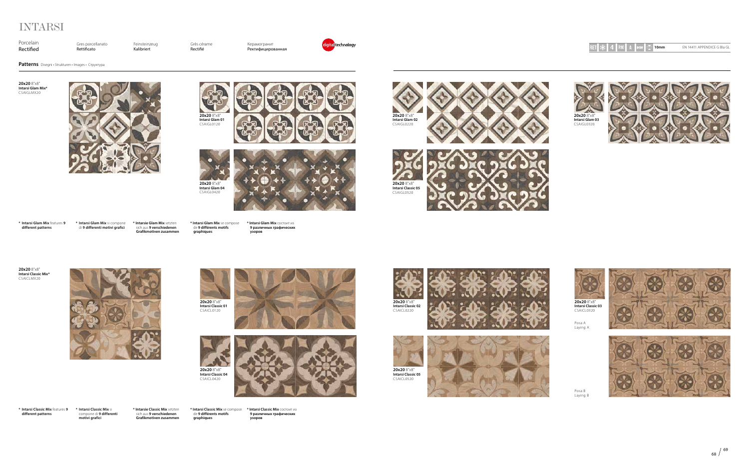# INTARSI

| Porcelain Rectified | Gres porcellanato Rettificato | Feinsteinzeug Kalibriert | Grès cérame Rectifié | Керамогранит Ректифицированная |
|---|---|---|---|---|

digital technology

RET 4 R10 A 10mm EN 14411 APPENDICE G Bla GL

**Patterns** Disegni • Strukturen • Images • Структура

**20x20** 8"x8"
**Intarsi Glam Mix***
CSAIGLMX20

**20x20** 8"x8"
**Intarsi Glam 01**
CSAIGL0120

**20x20** 8"x8"
**Intarsi Glam 02**
CSAIGL0220

**20x20** 8"x8"
**Intarsi Glam 03**
CSAIGL0320

**20x20** 8"x8"
**Intarsi Glam 04**
CSAIGL0420

**20x20** 8"x8"
**Intarsi Classic 05**
CSAIGL0520

* **Intarsi Glam Mix** features **9 different patterns**

* **Intarsi Glam Mix** si compone di **9 differenti motivi grafici**

* **Intarsie Glam Mix** setzten sich aus **9 verschiedenen Grafikmotiven zusammen**

* **Intarsi Glam Mix** se compose de **9 différents motifs graphiques**

* **Intarsi Glam Mix** состоит из **9 различных графических узоров**

**20x20** 8"x8"
**Intarsi Classic Mix***
CSAICLMX20

**20x20** 8"x8"
**Intarsi Classic 01**
CSAICL0120

**20x20** 8"x8"
**Intarsi Classic 02**
CSAICL0220

**20x20** 8"x8"
**Intarsi Classic 03**
CSAICL0320

Posa A
Laying A

**20x20** 8"x8"
**Intarsi Classic 04**
CSAICL0420

**20x20** 8"x8"
**Intarsi Classic 05**
CSAICL0520

Posa B
Laying B

* **Intarsi Classic Mix** features **9 different patterns**

* **Intarsi Classic Mix** si compone di **9 differenti motivi grafici**

* **Intarsie Classic Mix** setzten sich aus **9 verschiedenen Grafikmotiven zusammen**

* **Intarsi Classic Mix** se compose de **9 différents motifs graphiques**

* **Intarsi Classic Mix** состоит из **9 различных графических узоров**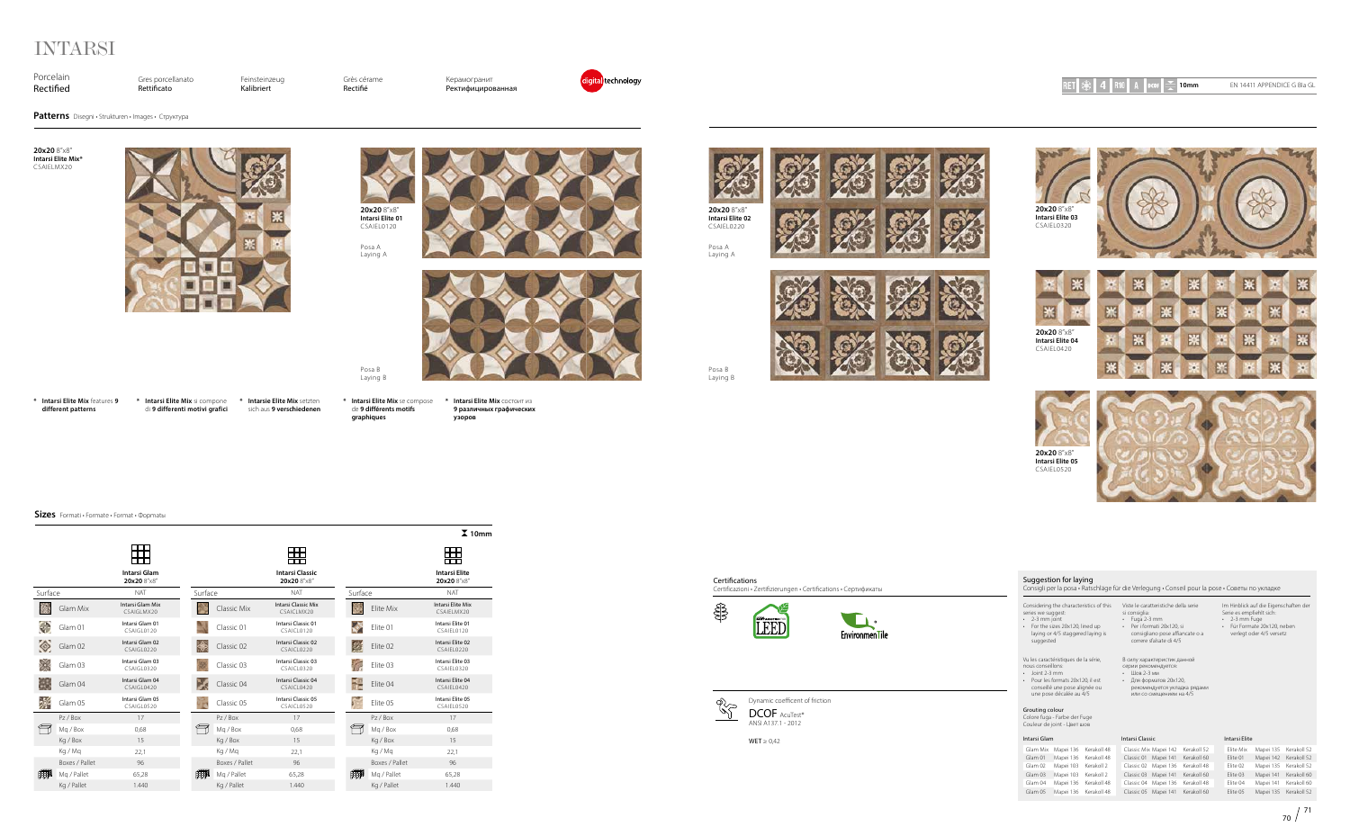# INTARSI

Porcelain Rectified | Gres porcellanato Rettificato | Feinsteinzeug Kalibriert | Grès cérame Rectifié | Керамогранит Ректифицированная

digital technology

RET | 4 | R10 | A | 10mm | EN 14411 APPENDICE G Bla GL

## Patterns Disegni • Strukturen • Images • Структура

**20x20** 8"x8"
**Intarsi Elite Mix***
CSAIELMX20

**20x20** 8"x8"
**Intarsi Elite 01**
CSAIEL0120

Posa A
Laying A

Posa B
Laying B

**20x20** 8"x8"
**Intarsi Elite 02**
CSAIEL0220

Posa A
Laying A

Posa B
Laying B

**20x20** 8"x8"
**Intarsi Elite 03**
CSAIEL0320

**20x20** 8"x8"
**Intarsi Elite 04**
CSAIEL0420

**20x20** 8"x8"
**Intarsi Elite 05**
CSAIEL0520

* **Intarsi Elite Mix** features **9 different patterns**
* **Intarsi Elite Mix** si compone di **9 differenti motivi grafici**
* **Intarsie Elite Mix** setzten sich aus **9 verschiedenen**
* **Intarsi Elite Mix** se compose de **9 différents motifs graphiques**
* **Intarsi Elite Mix** состоит из **9 различных графических узоров**

## Sizes Formati • Formate • Format • Форматы

10mm

| Surface | Intarsi Glam 20x20 8"x8" NAT | Surface | Intarsi Classic 20x20 8"x8" NAT | Surface | Intarsi Elite 20x20 8"x8" NAT |
|---|---|---|---|---|---|
| Glam Mix | Intarsi Glam Mix CSAIGLMX20 | Classic Mix | Intarsi Classic Mix CSAICLMX20 | Elite Mix | Intarsi Elite Mix CSAIELMX20 |
| Glam 01 | Intarsi Glam 01 CSAIGL0120 | Classic 01 | Intarsi Classic 01 CSAICL0120 | Elite 01 | Intarsi Elite 01 CSAIEL0120 |
| Glam 02 | Intarsi Glam 02 CSAIGL0220 | Classic 02 | Intarsi Classic 02 CSAICL0220 | Elite 02 | Intarsi Elite 02 CSAIEL0220 |
| Glam 03 | Intarsi Glam 03 CSAIGL0320 | Classic 03 | Intarsi Classic 03 CSAICL0320 | Elite 03 | Intarsi Elite 03 CSAIEL0320 |
| Glam 04 | Intarsi Glam 04 CSAIGL0420 | Classic 04 | Intarsi Classic 04 CSAICL0420 | Elite 04 | Intarsi Elite 04 CSAIEL0420 |
| Glam 05 | Intarsi Glam 05 CSAIGL0520 | Classic 05 | Intarsi Classic 05 CSAICL0520 | Elite 05 | Intarsi Elite 05 CSAIEL0520 |
| Pz / Box | 17 | Pz / Box | 17 | Pz / Box | 17 |
| Mq / Box | 0,68 | Mq / Box | 0,68 | Mq / Box | 0,68 |
| Kg / Box | 15 | Kg / Box | 15 | Kg / Box | 15 |
| Kg / Mq | 22,1 | Kg / Mq | 22,1 | Kg / Mq | 22,1 |
| Boxes / Pallet | 96 | Boxes / Pallet | 96 | Boxes / Pallet | 96 |
| Mq / Pallet | 65,28 | Mq / Pallet | 65,28 | Mq / Pallet | 65,28 |
| Kg / Pallet | 1.440 | Kg / Pallet | 1.440 | Kg / Pallet | 1.440 |

## Certifications

Certificazioni • Zertifizierungen • Certifications • Сертификаты

LEED

EnvironmenTile

Dynamic coefficent of friction
DCOF AcuTest®
ANSI A137.1 - 2012

WET ≥ 0,42

## Suggestion for laying

Consigli per la posa • Ratschläge für die Verlegung • Conseil pour la pose • Советы по укладке

Considering the characteristics of this series we suggest:
- 2-3 mm joint
- For the sizes 20x120, lined up laying or 4/5 staggered laying is suggested

Viste le caratteristiche della serie si consiglia:
- Fuga 2-3 mm
- Per i formati 20x120, si consigliano pose affiancate o a correre sfalsate di 4/5

Im Hinblick auf die Eigenschaften der Serie es empfiehlt sich:
- 2-3 mm Fuge
- Für Formate 20x120, neben verlegt oder 4/5 versetz

Vu les caractéristiques de la série, nous conseillons:
- Joint 2-3 mm
- Pour les formats 20x120, il est conseillé une pose alignée ou une pose décalée au 4/5

В силу характеристик данной серии рекомендуется:
- Шов 2-3 мм
- Для форматов 20x120, рекомендуется укладка рядами или со смещением на 4/5

**Grouting colour**
Colore fuga • Farbe der Fuge
Couleur de joint • Цвет шов

| Intarsi Glam | | | Intarsi Classic | | | Intarsi Elite | | |
|---|---|---|---|---|---|---|---|---|
| Glam Mix | Mapei 136 | Kerakoll 48 | Classic Mix | Mapei 142 | Kerakoll 52 | Elite Mix | Mapei 135 | Kerakoll 52 |
| Glam 01 | Mapei 136 | Kerakoll 48 | Classic 01 | Mapei 141 | Kerakoll 60 | Elite 01 | Mapei 142 | Kerakoll 52 |
| Glam 02 | Mapei 103 | Kerakoll 2 | Classic 02 | Mapei 136 | Kerakoll 48 | Elite 02 | Mapei 135 | Kerakoll 52 |
| Glam 03 | Mapei 103 | Kerakoll 2 | Classic 03 | Mapei 141 | Kerakoll 60 | Elite 03 | Mapei 141 | Kerakoll 60 |
| Glam 04 | Mapei 136 | Kerakoll 48 | Classic 04 | Mapei 136 | Kerakoll 48 | Elite 04 | Mapei 141 | Kerakoll 60 |
| Glam 05 | Mapei 136 | Kerakoll 48 | Classic 05 | Mapei 141 | Kerakoll 60 | Elite 05 | Mapei 135 | Kerakoll 52 |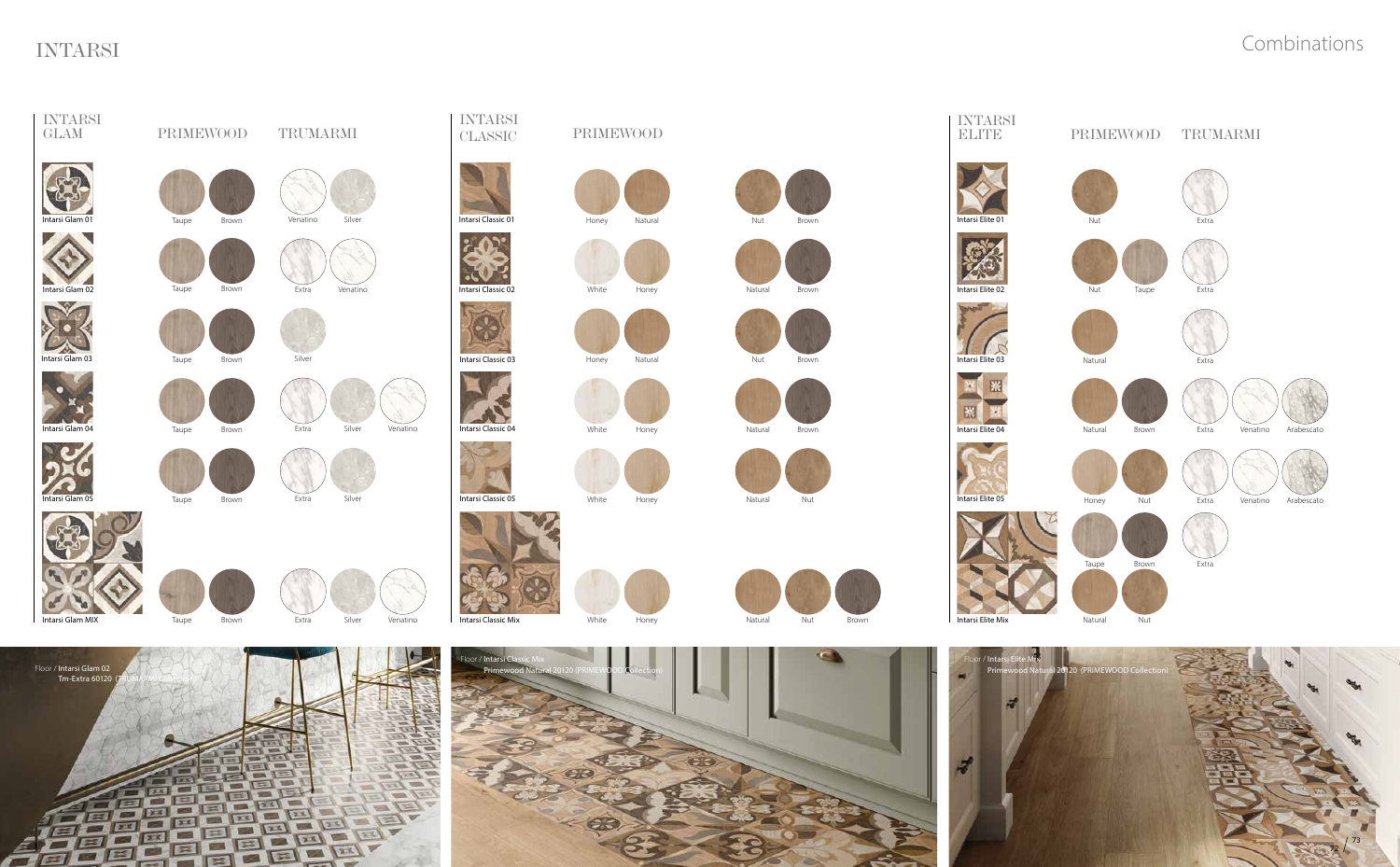# INTARSI

## Combinations

### INTARSI GLAM

| INTARSI GLAM | PRIMEWOOD | TRUMARMI |
|---|---|---|
| Intarsi Glam 01 | Taupe, Brown | Venatino, Silver |
| Intarsi Glam 02 | Taupe, Brown | Extra, Venatino |
| Intarsi Glam 03 | Taupe, Brown | Silver |
| Intarsi Glam 04 | Taupe, Brown | Extra, Silver, Venatino |
| Intarsi Glam 05 | Taupe, Brown | Extra, Silver |
| Intarsi Glam MIX | Taupe, Brown | Extra, Silver, Venatino |

### INTARSI CLASSIC

| INTARSI CLASSIC | PRIMEWOOD | |
|---|---|---|
| Intarsi Classic 01 | Honey, Natural | Nut, Brown |
| Intarsi Classic 02 | White, Honey | Natural, Brown |
| Intarsi Classic 03 | Honey, Natural | Nut, Brown |
| Intarsi Classic 04 | White, Honey | Natural, Brown |
| Intarsi Classic 05 | White, Honey | Natural, Nut |
| Intarsi Classic Mix | White, Honey | Natural, Nut, Brown |

### INTARSI ELITE

| INTARSI ELITE | PRIMEWOOD | TRUMARMI |
|---|---|---|
| Intarsi Elite 01 | Nut | Extra |
| Intarsi Elite 02 | Nut, Taupe | Extra |
| Intarsi Elite 03 | Natural | Extra |
| Intarsi Elite 04 | Natural, Brown | Extra, Venatino, Arabescato |
| Intarsi Elite 05 | Honey, Nut | Extra, Venatino, Arabescato |
| | Taupe, Brown | Extra |
| Intarsi Elite Mix | Natural, Nut | |

Floor / Intarsi Glam 02
Tm-Extra 60120 (TRUMARMI Collection)

Floor / Intarsi Classic Mix
Primewood Natural 20120 (PRIMEWOOD Collection)

Floor / Intarsi Elite Mix
Primewood Natural 20120 (PRIMEWOOD Collection)